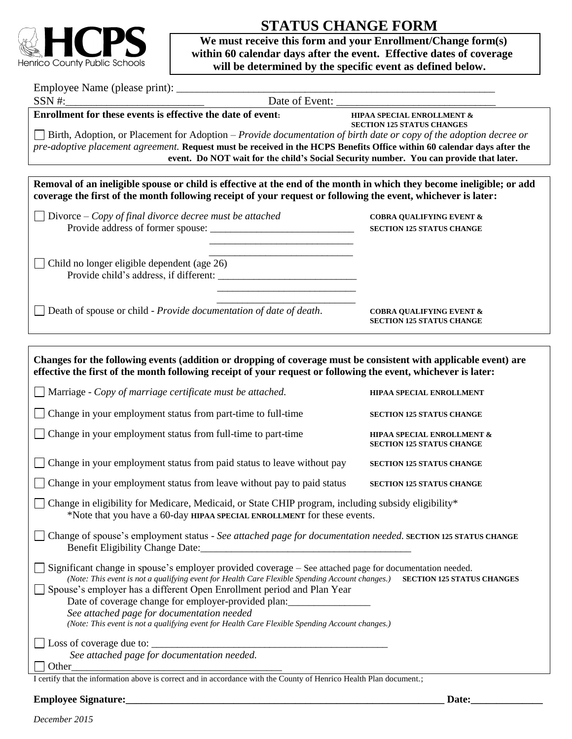HCPS
Henrico County Public Schools

# STATUS CHANGE FORM

**We must receive this form and your Enrollment/Change form(s) within 60 calendar days after the event. Effective dates of coverage will be determined by the specific event as defined below.**

Employee Name (please print): ____________________________________________________________

SSN #:__________________________ Date of Event: _____________________________

**Enrollment for these events is effective the date of event:** **HIPAA SPECIAL ENROLLMENT & SECTION 125 STATUS CHANGES**

☐ Birth, Adoption, or Placement for Adoption – *Provide documentation of birth date or copy of the adoption decree or pre-adoptive placement agreement.* **Request must be received in the HCPS Benefits Office within 60 calendar days after the event. Do NOT wait for the child's Social Security number. You can provide that later.**

---

**Removal of an ineligible spouse or child is effective at the end of the month in which they become ineligible; or add coverage the first of the month following receipt of your request or following the event, whichever is later:**

☐ Divorce – *Copy of final divorce decree must be attached* — **COBRA QUALIFYING EVENT & SECTION 125 STATUS CHANGE**
Provide address of former spouse: ____________________________
____________________________
____________________________

☐ Child no longer eligible dependent (age 26)
Provide child's address, if different: ____________________________
____________________________
____________________________

☐ Death of spouse or child - *Provide documentation of date of death.* — **COBRA QUALIFYING EVENT & SECTION 125 STATUS CHANGE**

---

**Changes for the following events (addition or dropping of coverage must be consistent with applicable event) are effective the first of the month following receipt of your request or following the event, whichever is later:**

☐ Marriage - *Copy of marriage certificate must be attached.* — **HIPAA SPECIAL ENROLLMENT**

☐ Change in your employment status from part-time to full-time — **SECTION 125 STATUS CHANGE**

☐ Change in your employment status from full-time to part-time — **HIPAA SPECIAL ENROLLMENT & SECTION 125 STATUS CHANGE**

☐ Change in your employment status from paid status to leave without pay — **SECTION 125 STATUS CHANGE**

☐ Change in your employment status from leave without pay to paid status — **SECTION 125 STATUS CHANGE**

☐ Change in eligibility for Medicare, Medicaid, or State CHIP program, including subsidy eligibility*
*Note that you have a 60-day **HIPAA SPECIAL ENROLLMENT** for these events.

☐ Change of spouse's employment status - *See attached page for documentation needed.* **SECTION 125 STATUS CHANGE**
Benefit Eligibility Change Date:_________________________________________

☐ Significant change in spouse's employer provided coverage – See attached page for documentation needed.
*(Note: This event is not a qualifying event for Health Care Flexible Spending Account changes.)* **SECTION 125 STATUS CHANGES**

☐ Spouse's employer has a different Open Enrollment period and Plan Year
Date of coverage change for employer-provided plan:________________
*See attached page for documentation needed*
*(Note: This event is not a qualifying event for Health Care Flexible Spending Account changes.)*

☐ Loss of coverage due to: _______________________________________________
*See attached page for documentation needed.*

☐ Other__________________________________________

I certify that the information above is correct and in accordance with the County of Henrico Health Plan document.;

**Employee Signature:**_______________________________________________________________ **Date:**______________

*December 2015*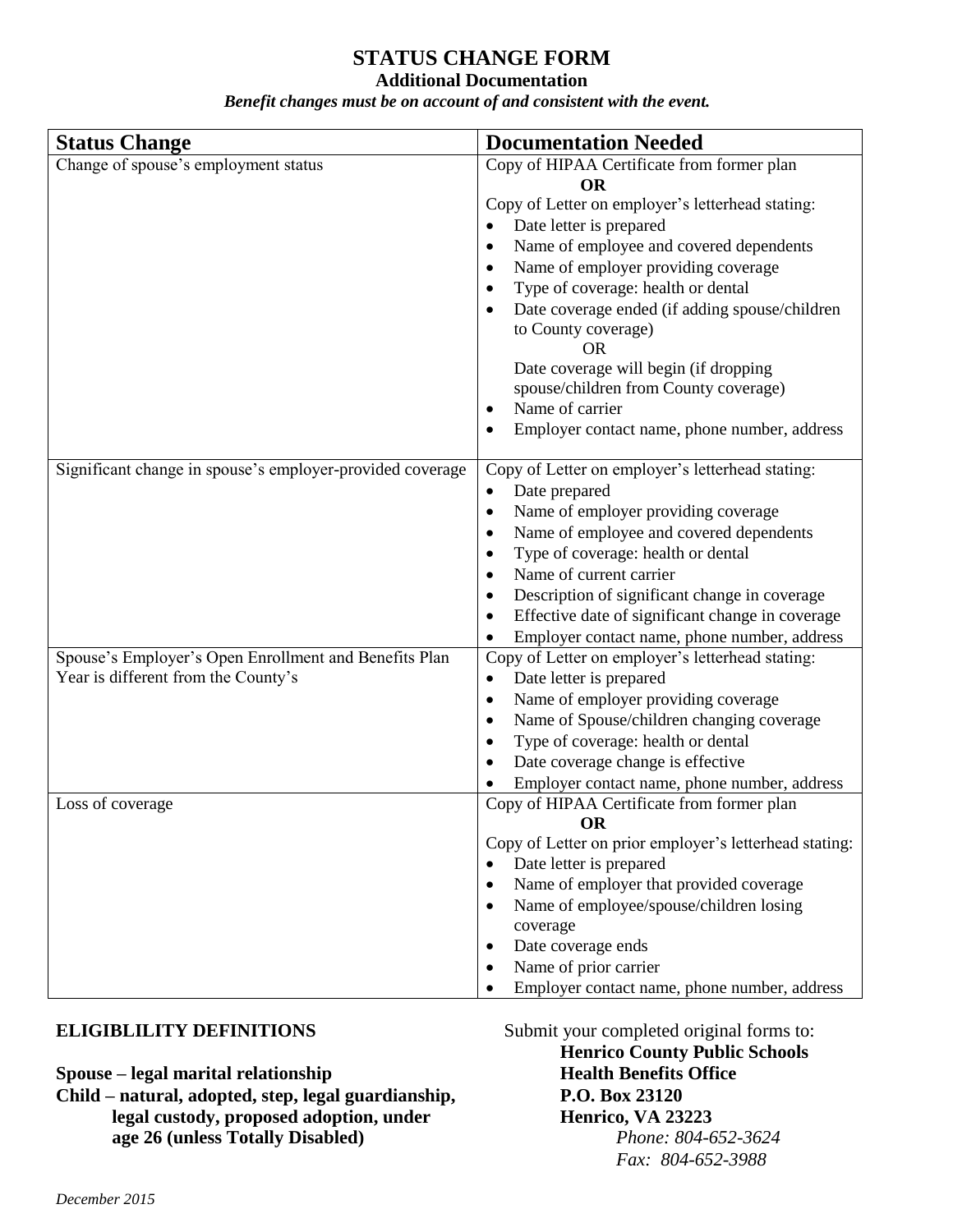# STATUS CHANGE FORM

**Additional Documentation**

***Benefit changes must be on account of and consistent with the event.***

| **Status Change** | **Documentation Needed** |
| --- | --- |
| Change of spouse's employment status | Copy of HIPAA Certificate from former plan<br>**OR**<br>Copy of Letter on employer's letterhead stating:<br>• Date letter is prepared<br>• Name of employee and covered dependents<br>• Name of employer providing coverage<br>• Type of coverage: health or dental<br>• Date coverage ended (if adding spouse/children to County coverage)<br>OR<br>Date coverage will begin (if dropping spouse/children from County coverage)<br>• Name of carrier<br>• Employer contact name, phone number, address |
| Significant change in spouse's employer-provided coverage | Copy of Letter on employer's letterhead stating:<br>• Date prepared<br>• Name of employer providing coverage<br>• Name of employee and covered dependents<br>• Type of coverage: health or dental<br>• Name of current carrier<br>• Description of significant change in coverage<br>• Effective date of significant change in coverage<br>• Employer contact name, phone number, address |
| Spouse's Employer's Open Enrollment and Benefits Plan Year is different from the County's | Copy of Letter on employer's letterhead stating:<br>• Date letter is prepared<br>• Name of employer providing coverage<br>• Name of Spouse/children changing coverage<br>• Type of coverage: health or dental<br>• Date coverage change is effective<br>• Employer contact name, phone number, address |
| Loss of coverage | Copy of HIPAA Certificate from former plan<br>**OR**<br>Copy of Letter on prior employer's letterhead stating:<br>• Date letter is prepared<br>• Name of employer that provided coverage<br>• Name of employee/spouse/children losing coverage<br>• Date coverage ends<br>• Name of prior carrier<br>• Employer contact name, phone number, address |

**ELIGIBLILITY DEFINITIONS**

**Spouse – legal marital relationship**

**Child – natural, adopted, step, legal guardianship, legal custody, proposed adoption, under age 26 (unless Totally Disabled)**

Submit your completed original forms to:

**Henrico County Public Schools**
**Health Benefits Office**
**P.O. Box 23120**
**Henrico, VA 23223**
*Phone: 804-652-3624*
*Fax: 804-652-3988*

*December 2015*